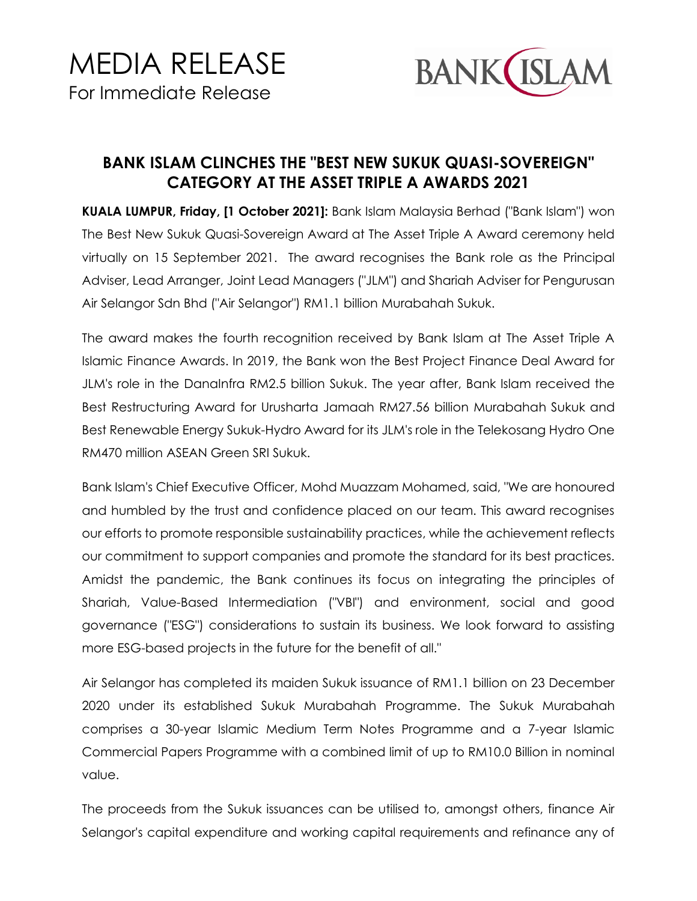# MEDIA RELEASE

For Immediate Release

BANK ISLAM

## BANK ISLAM CLINCHES THE "BEST NEW SUKUK QUASI-SOVEREIGN" CATEGORY AT THE ASSET TRIPLE A AWARDS 2021

**KUALA LUMPUR, Friday, [1 October 2021]:** Bank Islam Malaysia Berhad ("Bank Islam") won The Best New Sukuk Quasi-Sovereign Award at The Asset Triple A Award ceremony held virtually on 15 September 2021. The award recognises the Bank role as the Principal Adviser, Lead Arranger, Joint Lead Managers ("JLM") and Shariah Adviser for Pengurusan Air Selangor Sdn Bhd ("Air Selangor") RM1.1 billion Murabahah Sukuk.

The award makes the fourth recognition received by Bank Islam at The Asset Triple A Islamic Finance Awards. In 2019, the Bank won the Best Project Finance Deal Award for JLM's role in the DanaInfra RM2.5 billion Sukuk. The year after, Bank Islam received the Best Restructuring Award for Urusharta Jamaah RM27.56 billion Murabahah Sukuk and Best Renewable Energy Sukuk-Hydro Award for its JLM's role in the Telekosang Hydro One RM470 million ASEAN Green SRI Sukuk.

Bank Islam's Chief Executive Officer, Mohd Muazzam Mohamed, said, "We are honoured and humbled by the trust and confidence placed on our team. This award recognises our efforts to promote responsible sustainability practices, while the achievement reflects our commitment to support companies and promote the standard for its best practices. Amidst the pandemic, the Bank continues its focus on integrating the principles of Shariah, Value-Based Intermediation ("VBI") and environment, social and good governance ("ESG") considerations to sustain its business. We look forward to assisting more ESG-based projects in the future for the benefit of all."

Air Selangor has completed its maiden Sukuk issuance of RM1.1 billion on 23 December 2020 under its established Sukuk Murabahah Programme. The Sukuk Murabahah comprises a 30-year Islamic Medium Term Notes Programme and a 7-year Islamic Commercial Papers Programme with a combined limit of up to RM10.0 Billion in nominal value.

The proceeds from the Sukuk issuances can be utilised to, amongst others, finance Air Selangor's capital expenditure and working capital requirements and refinance any of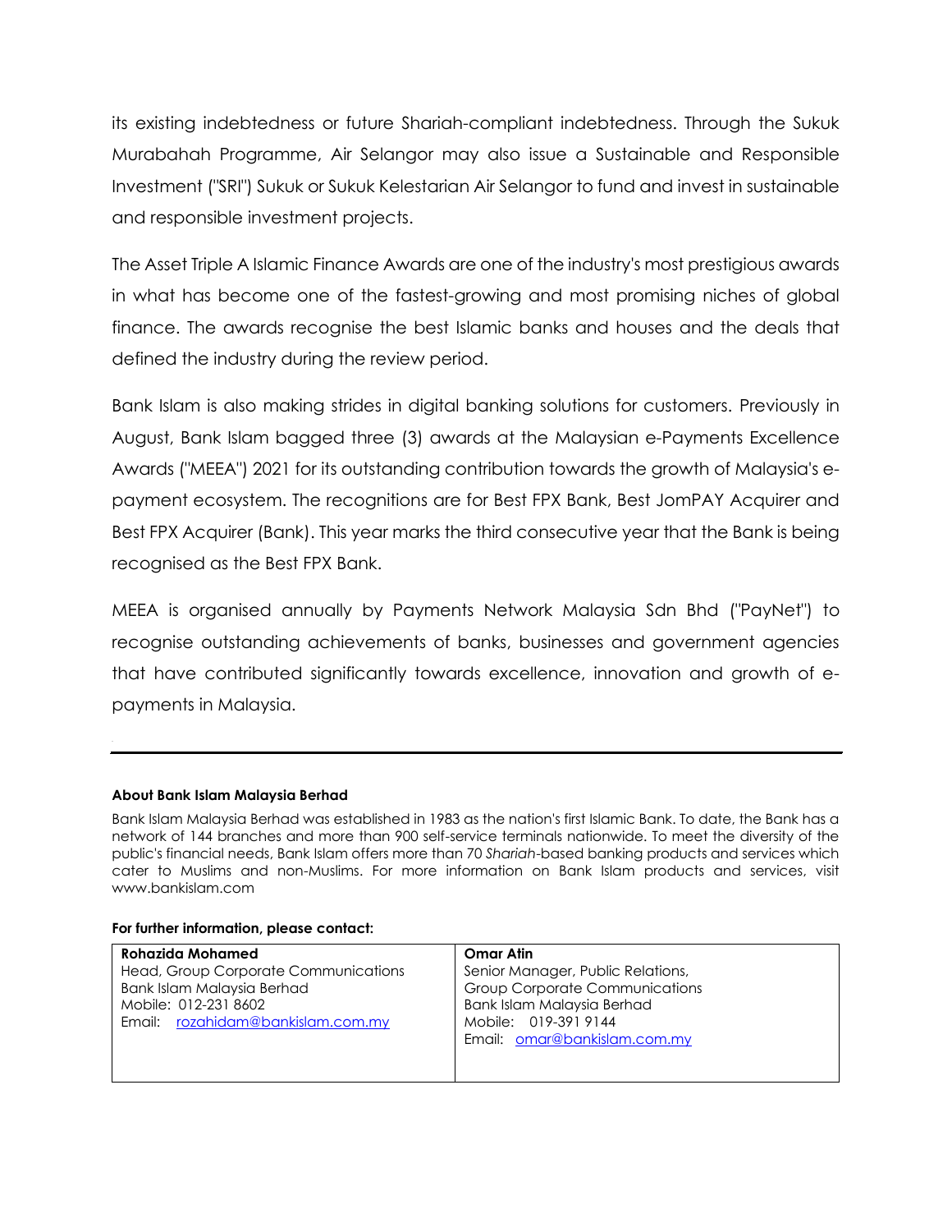its existing indebtedness or future Shariah-compliant indebtedness. Through the Sukuk Murabahah Programme, Air Selangor may also issue a Sustainable and Responsible Investment ("SRI") Sukuk or Sukuk Kelestarian Air Selangor to fund and invest in sustainable and responsible investment projects.

The Asset Triple A Islamic Finance Awards are one of the industry's most prestigious awards in what has become one of the fastest-growing and most promising niches of global finance. The awards recognise the best Islamic banks and houses and the deals that defined the industry during the review period.

Bank Islam is also making strides in digital banking solutions for customers. Previously in August, Bank Islam bagged three (3) awards at the Malaysian e-Payments Excellence Awards ("MEEA") 2021 for its outstanding contribution towards the growth of Malaysia's e-payment ecosystem. The recognitions are for Best FPX Bank, Best JomPAY Acquirer and Best FPX Acquirer (Bank). This year marks the third consecutive year that the Bank is being recognised as the Best FPX Bank.

MEEA is organised annually by Payments Network Malaysia Sdn Bhd ("PayNet") to recognise outstanding achievements of banks, businesses and government agencies that have contributed significantly towards excellence, innovation and growth of e-payments in Malaysia.

---

**About Bank Islam Malaysia Berhad**

Bank Islam Malaysia Berhad was established in 1983 as the nation's first Islamic Bank. To date, the Bank has a network of 144 branches and more than 900 self-service terminals nationwide. To meet the diversity of the public's financial needs, Bank Islam offers more than 70 *Shariah*-based banking products and services which cater to Muslims and non-Muslims. For more information on Bank Islam products and services, visit www.bankislam.com

**For further information, please contact:**

| | |
|---|---|
| **Rohazida Mohamed**<br>Head, Group Corporate Communications<br>Bank Islam Malaysia Berhad<br>Mobile: 012-231 8602<br>Email: rozahidam@bankislam.com.my | **Omar Atin**<br>Senior Manager, Public Relations,<br>Group Corporate Communications<br>Bank Islam Malaysia Berhad<br>Mobile: 019-391 9144<br>Email: omar@bankislam.com.my |